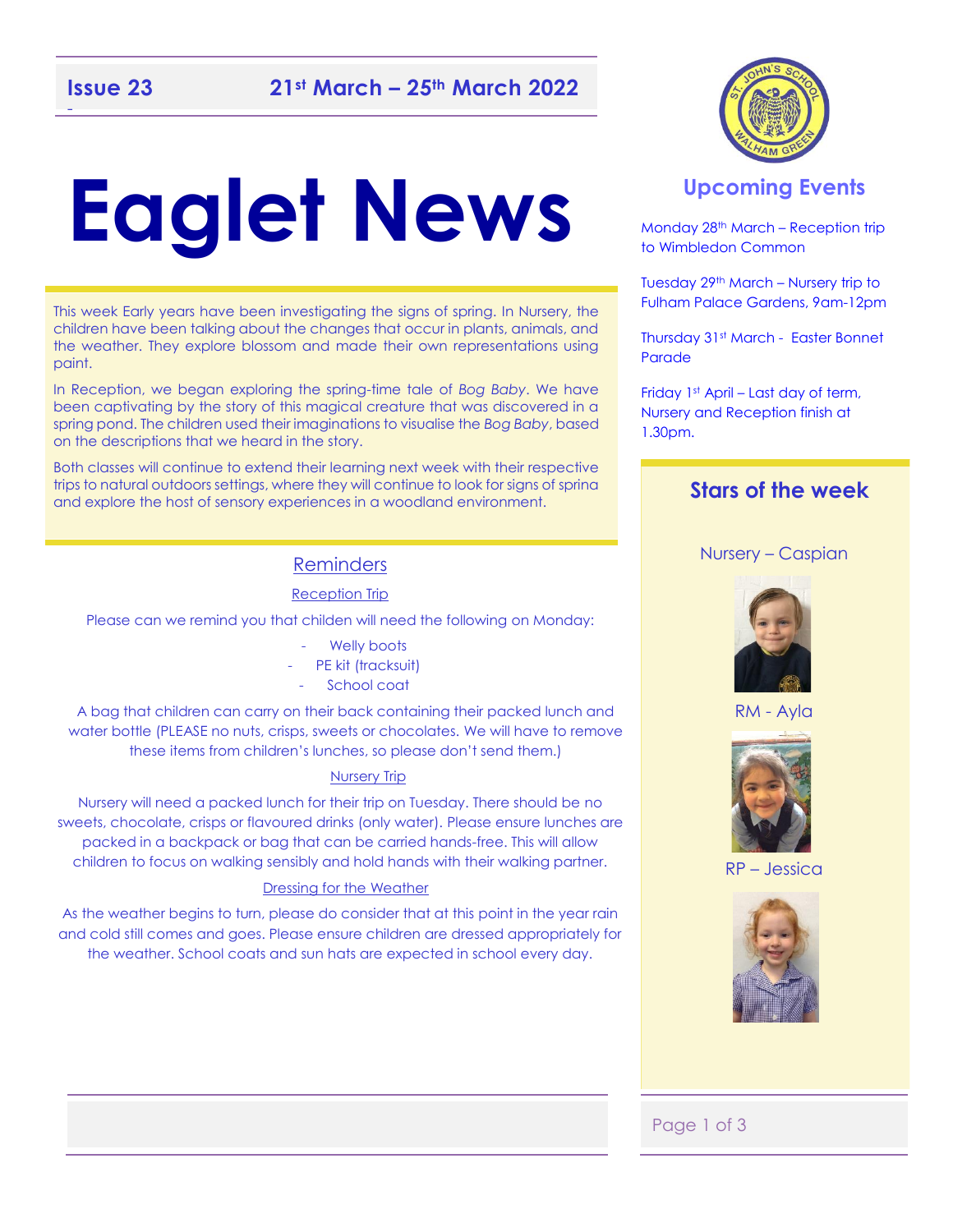**Issue 23** **21st March – 25th March 2022**

# Eaglet News

This week Early years have been investigating the signs of spring. In Nursery, the children have been talking about the changes that occur in plants, animals, and the weather. They explore blossom and made their own representations using paint.

In Reception, we began exploring the spring-time tale of *Bog Baby*. We have been captivating by the story of this magical creature that was discovered in a spring pond. The children used their imaginations to visualise the *Bog Baby*, based on the descriptions that we heard in the story.

Both classes will continue to extend their learning next week with their respective trips to natural outdoors settings, where they will continue to look for signs of sprina and explore the host of sensory experiences in a woodland environment.

## Reminders

### Reception Trip

Please can we remind you that childen will need the following on Monday:

- Welly boots
- PE kit (tracksuit)
- School coat

A bag that children can carry on their back containing their packed lunch and water bottle (PLEASE no nuts, crisps, sweets or chocolates. We will have to remove these items from children's lunches, so please don't send them.)

### Nursery Trip

Nursery will need a packed lunch for their trip on Tuesday. There should be no sweets, chocolate, crisps or flavoured drinks (only water). Please ensure lunches are packed in a backpack or bag that can be carried hands-free. This will allow children to focus on walking sensibly and hold hands with their walking partner.

### Dressing for the Weather

As the weather begins to turn, please do consider that at this point in the year rain and cold still comes and goes. Please ensure children are dressed appropriately for the weather. School coats and sun hats are expected in school every day.

## Upcoming Events

Monday 28th March – Reception trip to Wimbledon Common

Tuesday 29th March – Nursery trip to Fulham Palace Gardens, 9am-12pm

Thursday 31st March - Easter Bonnet Parade

Friday 1st April – Last day of term, Nursery and Reception finish at 1.30pm.

## Stars of the week

Nursery – Caspian

RM - Ayla

RP – Jessica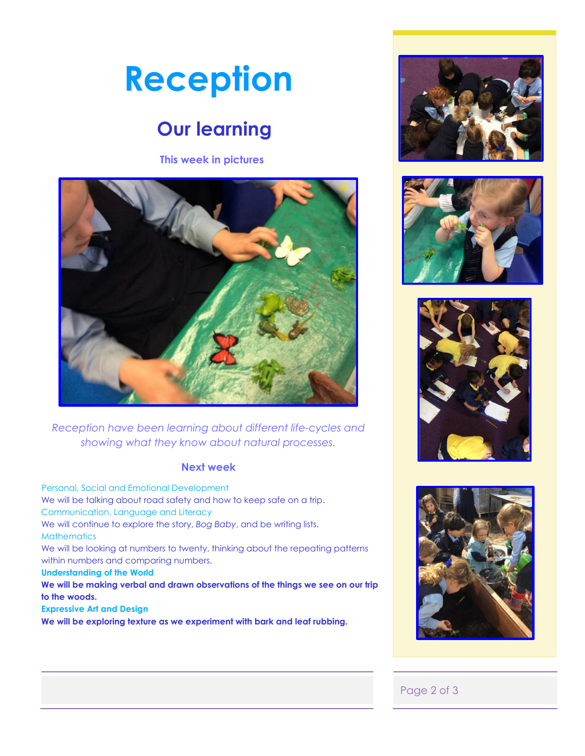# Reception

## Our learning

### This week in pictures

*Reception have been learning about different life-cycles and showing what they know about natural processes.*

### Next week

Personal, Social and Emotional Development
We will be talking about road safety and how to keep safe on a trip.
Communication, Language and Literacy
We will continue to explore the story, *Bog Baby*, and be writing lists.
Mathematics
We will be looking at numbers to twenty, thinking about the repeating patterns within numbers and comparing numbers.
**Understanding of the World**
**We will be making verbal and drawn observations of the things we see on our trip to the woods.**
**Expressive Art and Design**
**We will be exploring texture as we experiment with bark and leaf rubbing.**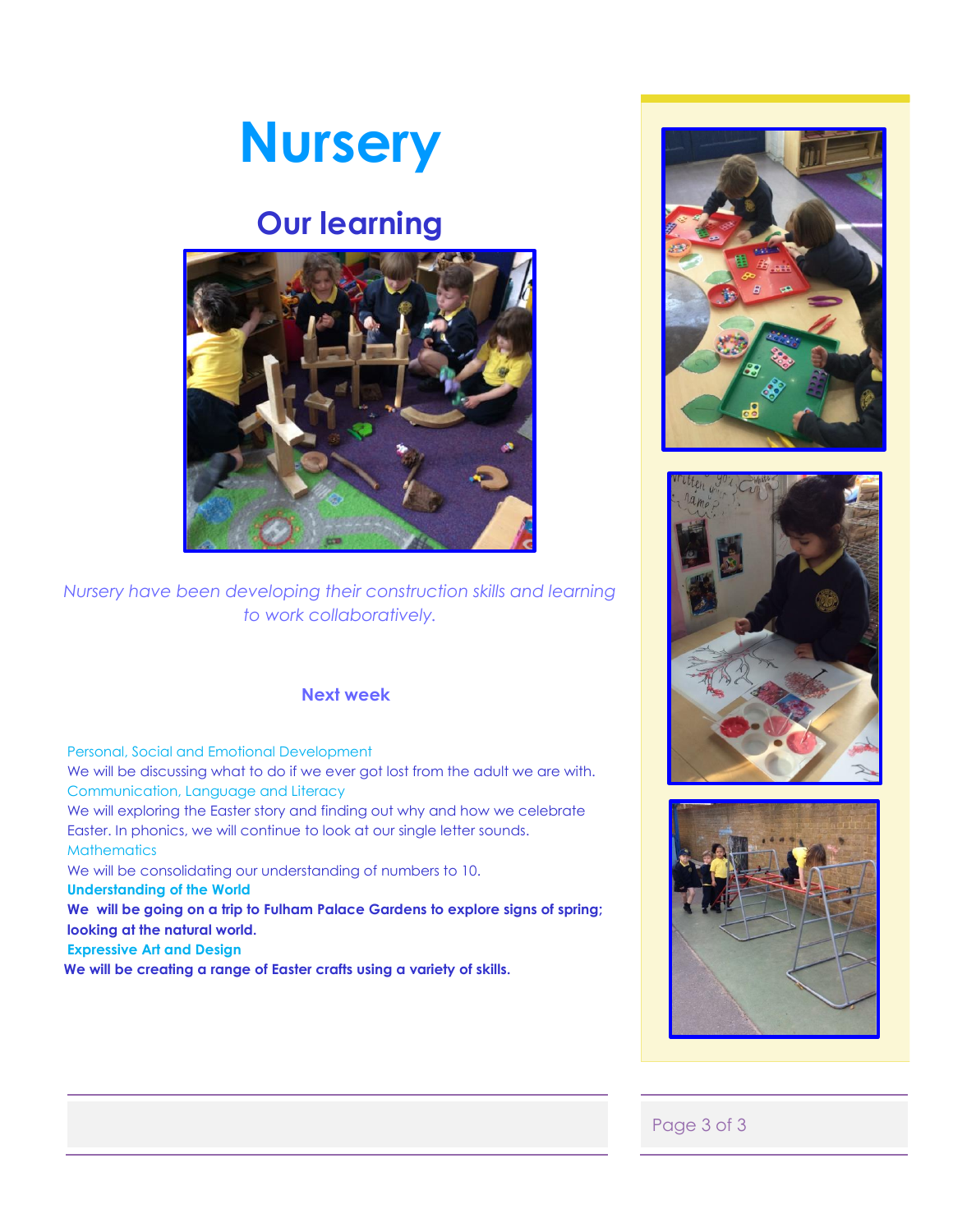# Nursery

## Our learning

*Nursery have been developing their construction skills and learning to work collaboratively.*

### Next week

Personal, Social and Emotional Development

We will be discussing what to do if we ever got lost from the adult we are with.

Communication, Language and Literacy

We will exploring the Easter story and finding out why and how we celebrate Easter. In phonics, we will continue to look at our single letter sounds.

Mathematics

We will be consolidating our understanding of numbers to 10.

**Understanding of the World**

**We will be going on a trip to Fulham Palace Gardens to explore signs of spring; looking at the natural world.**

**Expressive Art and Design**

**We will be creating a range of Easter crafts using a variety of skills.**